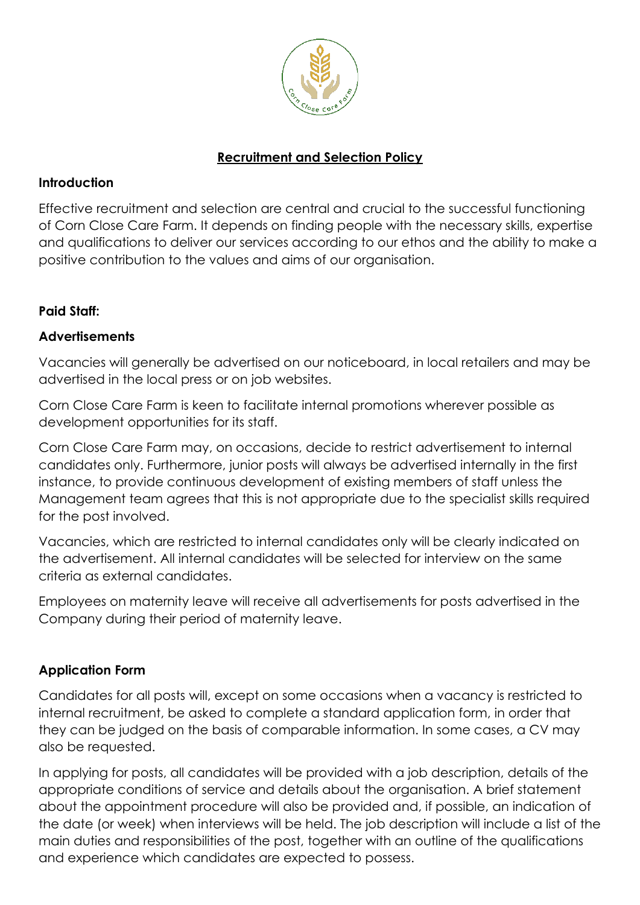# Recruitment and Selection Policy

## Introduction

Effective recruitment and selection are central and crucial to the successful functioning of Corn Close Care Farm. It depends on finding people with the necessary skills, expertise and qualifications to deliver our services according to our ethos and the ability to make a positive contribution to the values and aims of our organisation.

## Paid Staff:

### Advertisements

Vacancies will generally be advertised on our noticeboard, in local retailers and may be advertised in the local press or on job websites.

Corn Close Care Farm is keen to facilitate internal promotions wherever possible as development opportunities for its staff.

Corn Close Care Farm may, on occasions, decide to restrict advertisement to internal candidates only. Furthermore, junior posts will always be advertised internally in the first instance, to provide continuous development of existing members of staff unless the Management team agrees that this is not appropriate due to the specialist skills required for the post involved.

Vacancies, which are restricted to internal candidates only will be clearly indicated on the advertisement. All internal candidates will be selected for interview on the same criteria as external candidates.

Employees on maternity leave will receive all advertisements for posts advertised in the Company during their period of maternity leave.

### Application Form

Candidates for all posts will, except on some occasions when a vacancy is restricted to internal recruitment, be asked to complete a standard application form, in order that they can be judged on the basis of comparable information. In some cases, a CV may also be requested.

In applying for posts, all candidates will be provided with a job description, details of the appropriate conditions of service and details about the organisation. A brief statement about the appointment procedure will also be provided and, if possible, an indication of the date (or week) when interviews will be held. The job description will include a list of the main duties and responsibilities of the post, together with an outline of the qualifications and experience which candidates are expected to possess.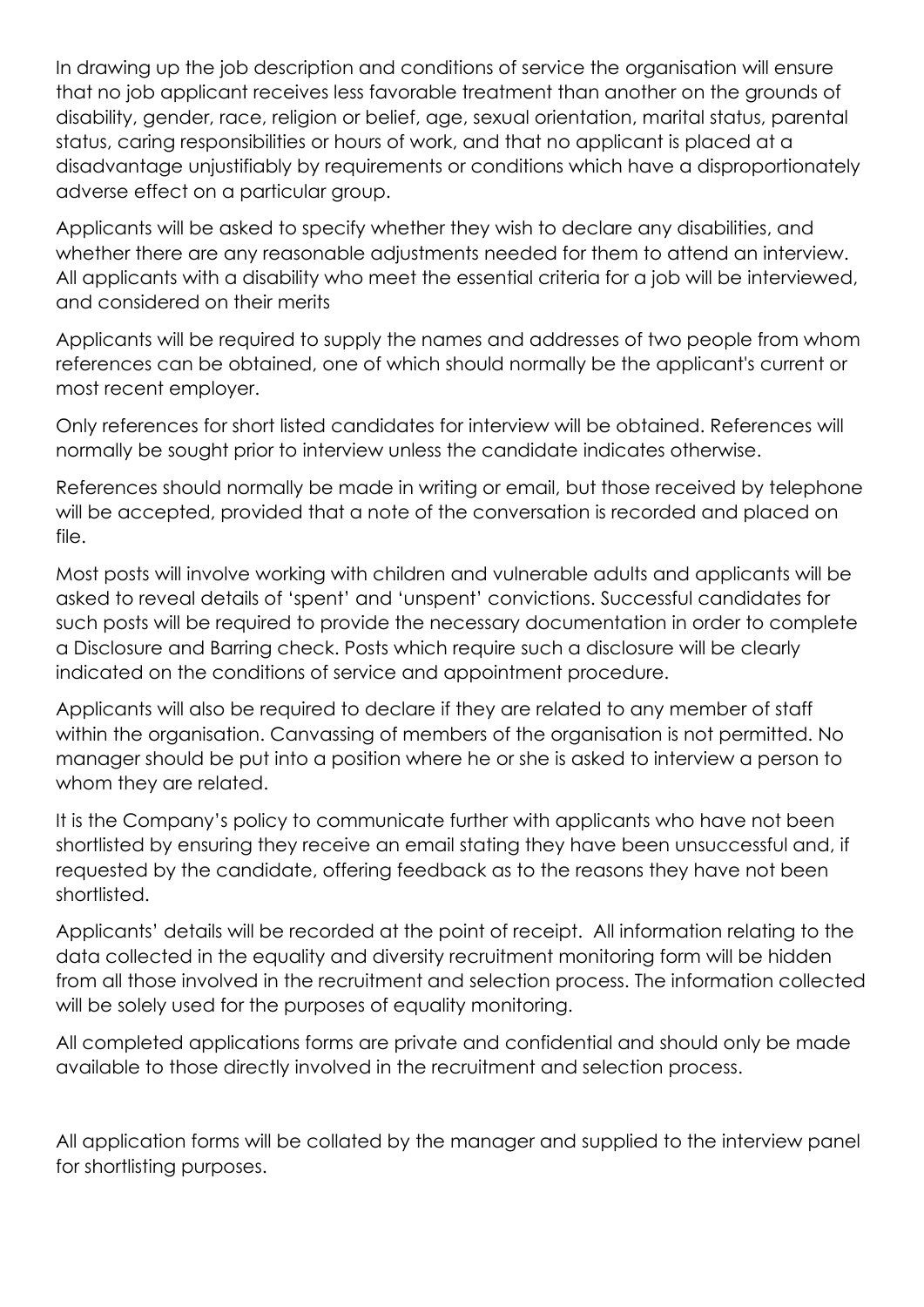In drawing up the job description and conditions of service the organisation will ensure that no job applicant receives less favorable treatment than another on the grounds of disability, gender, race, religion or belief, age, sexual orientation, marital status, parental status, caring responsibilities or hours of work, and that no applicant is placed at a disadvantage unjustifiably by requirements or conditions which have a disproportionately adverse effect on a particular group.

Applicants will be asked to specify whether they wish to declare any disabilities, and whether there are any reasonable adjustments needed for them to attend an interview. All applicants with a disability who meet the essential criteria for a job will be interviewed, and considered on their merits

Applicants will be required to supply the names and addresses of two people from whom references can be obtained, one of which should normally be the applicant's current or most recent employer.

Only references for short listed candidates for interview will be obtained. References will normally be sought prior to interview unless the candidate indicates otherwise.

References should normally be made in writing or email, but those received by telephone will be accepted, provided that a note of the conversation is recorded and placed on file.

Most posts will involve working with children and vulnerable adults and applicants will be asked to reveal details of 'spent' and 'unspent' convictions. Successful candidates for such posts will be required to provide the necessary documentation in order to complete a Disclosure and Barring check. Posts which require such a disclosure will be clearly indicated on the conditions of service and appointment procedure.

Applicants will also be required to declare if they are related to any member of staff within the organisation. Canvassing of members of the organisation is not permitted. No manager should be put into a position where he or she is asked to interview a person to whom they are related.

It is the Company's policy to communicate further with applicants who have not been shortlisted by ensuring they receive an email stating they have been unsuccessful and, if requested by the candidate, offering feedback as to the reasons they have not been shortlisted.

Applicants' details will be recorded at the point of receipt. All information relating to the data collected in the equality and diversity recruitment monitoring form will be hidden from all those involved in the recruitment and selection process. The information collected will be solely used for the purposes of equality monitoring.

All completed applications forms are private and confidential and should only be made available to those directly involved in the recruitment and selection process.

All application forms will be collated by the manager and supplied to the interview panel for shortlisting purposes.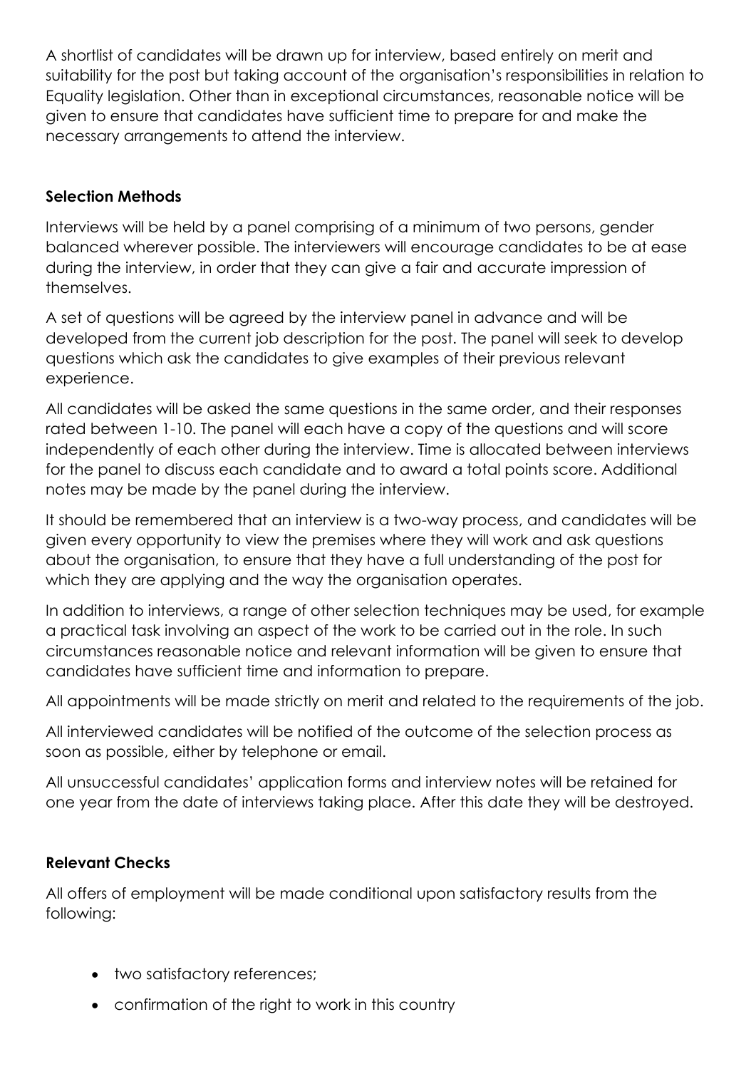A shortlist of candidates will be drawn up for interview, based entirely on merit and suitability for the post but taking account of the organisation's responsibilities in relation to Equality legislation. Other than in exceptional circumstances, reasonable notice will be given to ensure that candidates have sufficient time to prepare for and make the necessary arrangements to attend the interview.

## Selection Methods

Interviews will be held by a panel comprising of a minimum of two persons, gender balanced wherever possible. The interviewers will encourage candidates to be at ease during the interview, in order that they can give a fair and accurate impression of themselves.

A set of questions will be agreed by the interview panel in advance and will be developed from the current job description for the post. The panel will seek to develop questions which ask the candidates to give examples of their previous relevant experience.

All candidates will be asked the same questions in the same order, and their responses rated between 1-10. The panel will each have a copy of the questions and will score independently of each other during the interview. Time is allocated between interviews for the panel to discuss each candidate and to award a total points score. Additional notes may be made by the panel during the interview.

It should be remembered that an interview is a two-way process, and candidates will be given every opportunity to view the premises where they will work and ask questions about the organisation, to ensure that they have a full understanding of the post for which they are applying and the way the organisation operates.

In addition to interviews, a range of other selection techniques may be used, for example a practical task involving an aspect of the work to be carried out in the role. In such circumstances reasonable notice and relevant information will be given to ensure that candidates have sufficient time and information to prepare.

All appointments will be made strictly on merit and related to the requirements of the job.

All interviewed candidates will be notified of the outcome of the selection process as soon as possible, either by telephone or email.

All unsuccessful candidates' application forms and interview notes will be retained for one year from the date of interviews taking place. After this date they will be destroyed.

## Relevant Checks

All offers of employment will be made conditional upon satisfactory results from the following:

- two satisfactory references;
- confirmation of the right to work in this country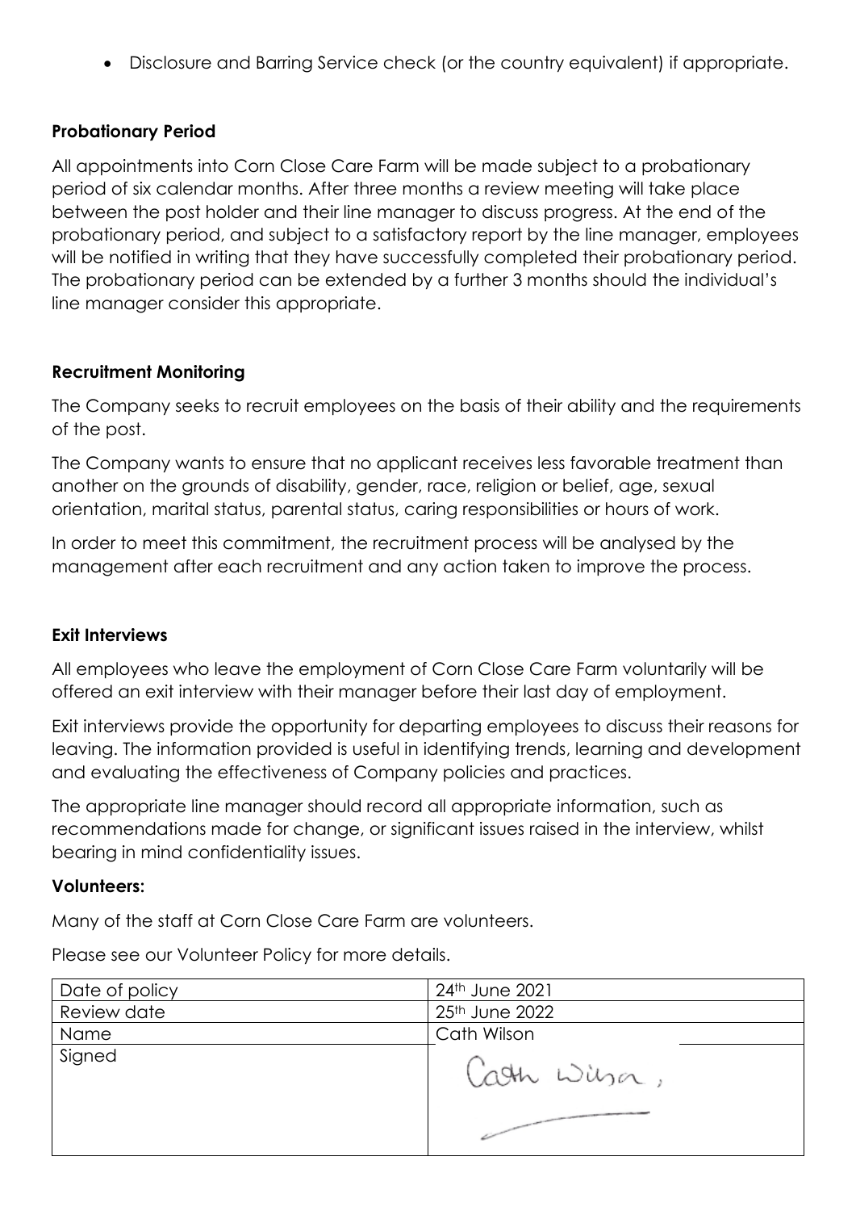- Disclosure and Barring Service check (or the country equivalent) if appropriate.

**Probationary Period**

All appointments into Corn Close Care Farm will be made subject to a probationary period of six calendar months. After three months a review meeting will take place between the post holder and their line manager to discuss progress. At the end of the probationary period, and subject to a satisfactory report by the line manager, employees will be notified in writing that they have successfully completed their probationary period. The probationary period can be extended by a further 3 months should the individual's line manager consider this appropriate.

**Recruitment Monitoring**

The Company seeks to recruit employees on the basis of their ability and the requirements of the post.

The Company wants to ensure that no applicant receives less favorable treatment than another on the grounds of disability, gender, race, religion or belief, age, sexual orientation, marital status, parental status, caring responsibilities or hours of work.

In order to meet this commitment, the recruitment process will be analysed by the management after each recruitment and any action taken to improve the process.

**Exit Interviews**

All employees who leave the employment of Corn Close Care Farm voluntarily will be offered an exit interview with their manager before their last day of employment.

Exit interviews provide the opportunity for departing employees to discuss their reasons for leaving. The information provided is useful in identifying trends, learning and development and evaluating the effectiveness of Company policies and practices.

The appropriate line manager should record all appropriate information, such as recommendations made for change, or significant issues raised in the interview, whilst bearing in mind confidentiality issues.

**Volunteers:**

Many of the staff at Corn Close Care Farm are volunteers.

Please see our Volunteer Policy for more details.

| Date of policy | 24th June 2021 |
|---|---|
| Review date | 25th June 2022 |
| Name | Cath Wilson |
| Signed | Cath Wilson |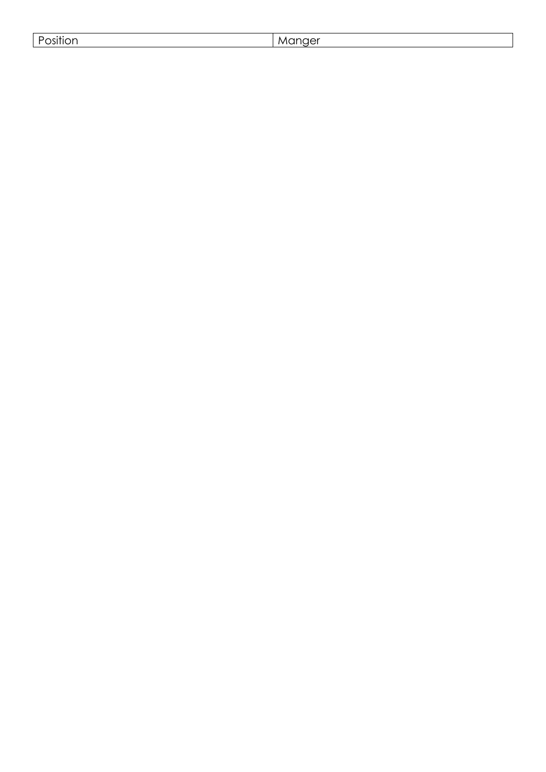| | |
|---|---|
| Position | Manger |